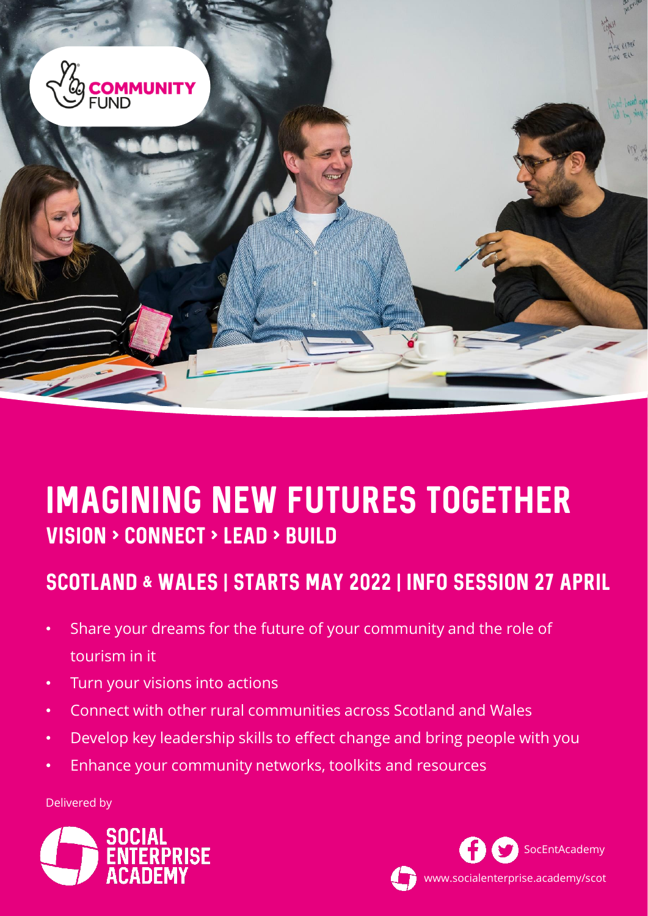COMMUNITY FUND

# IMAGINING NEW FUTURES TOGETHER

## VISION > CONNECT > LEAD > BUILD

## SCOTLAND & WALES | STARTS MAY 2022 | INFO SESSION 27 APRIL

- Share your dreams for the future of your community and the role of tourism in it
- Turn your visions into actions
- Connect with other rural communities across Scotland and Wales
- Develop key leadership skills to effect change and bring people with you
- Enhance your community networks, toolkits and resources

Delivered by

SOCIAL ENTERPRISE ACADEMY

SocEntAcademy

www.socialenterprise.academy/scot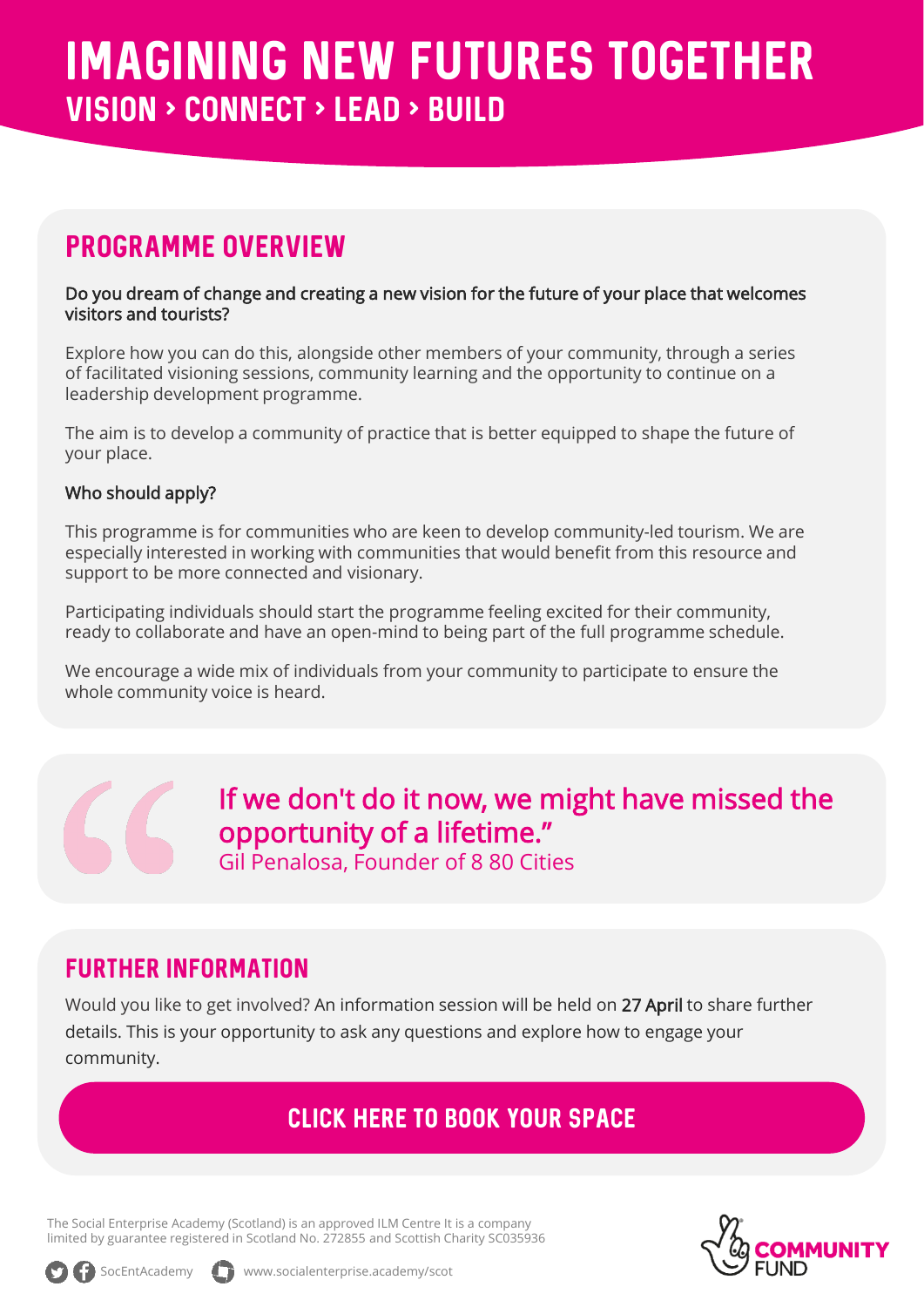# IMAGINING NEW FUTURES TOGETHER

## VISION > CONNECT > LEAD > BUILD

## PROGRAMME OVERVIEW

Do you dream of change and creating a new vision for the future of your place that welcomes visitors and tourists?

Explore how you can do this, alongside other members of your community, through a series of facilitated visioning sessions, community learning and the opportunity to continue on a leadership development programme.

The aim is to develop a community of practice that is better equipped to shape the future of your place.

### Who should apply?

This programme is for communities who are keen to develop community-led tourism. We are especially interested in working with communities that would benefit from this resource and support to be more connected and visionary.

Participating individuals should start the programme feeling excited for their community, ready to collaborate and have an open-mind to being part of the full programme schedule.

We encourage a wide mix of individuals from your community to participate to ensure the whole community voice is heard.

> If we don't do it now, we might have missed the opportunity of a lifetime."
>
> Gil Penalosa, Founder of 8 80 Cities

## FURTHER INFORMATION

Would you like to get involved? An information session will be held on **27 April** to share further details. This is your opportunity to ask any questions and explore how to engage your community.

**CLICK HERE TO BOOK YOUR SPACE**

The Social Enterprise Academy (Scotland) is an approved ILM Centre It is a company limited by guarantee registered in Scotland No. 272855 and Scottish Charity SC035936

SocEntAcademy www.socialenterprise.academy/scot

COMMUNITY FUND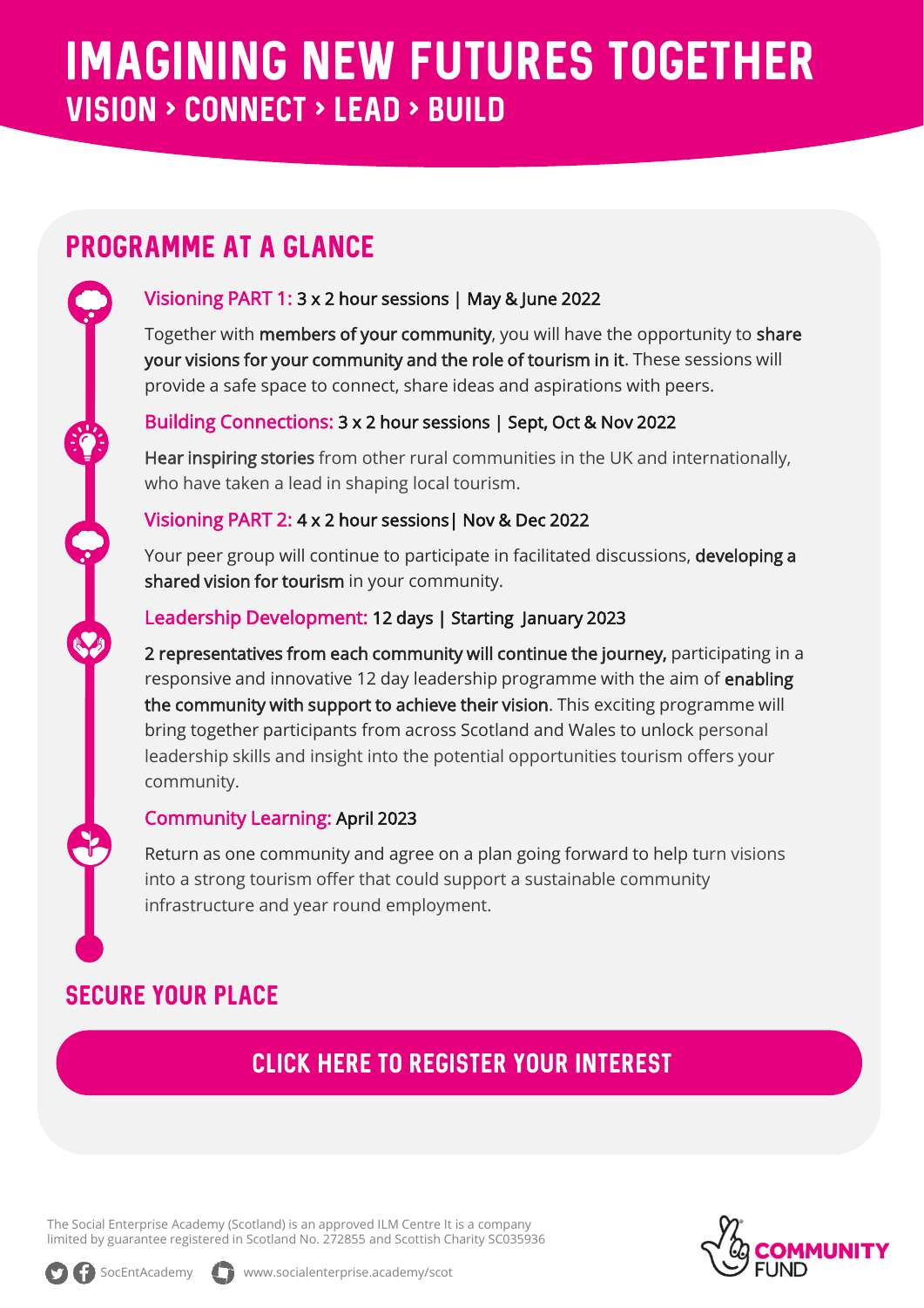# IMAGINING NEW FUTURES TOGETHER

## VISION › CONNECT › LEAD › BUILD

## PROGRAMME AT A GLANCE

**Visioning PART 1:** 3 x 2 hour sessions | May & June 2022

Together with **members of your community**, you will have the opportunity to **share your visions for your community and the role of tourism in it**. These sessions will provide a safe space to connect, share ideas and aspirations with peers.

**Building Connections:** 3 x 2 hour sessions | Sept, Oct & Nov 2022

**Hear inspiring stories** from other rural communities in the UK and internationally, who have taken a lead in shaping local tourism.

**Visioning PART 2:** 4 x 2 hour sessions| Nov & Dec 2022

Your peer group will continue to participate in facilitated discussions, **developing a shared vision for tourism** in your community.

**Leadership Development:** 12 days | Starting January 2023

**2 representatives from each community will continue the journey,** participating in a responsive and innovative 12 day leadership programme with the aim of **enabling the community with support to achieve their vision**. This exciting programme will bring together participants from across Scotland and Wales to unlock personal leadership skills and insight into the potential opportunities tourism offers your community.

**Community Learning:** April 2023

Return as one community and agree on a plan going forward to help turn visions into a strong tourism offer that could support a sustainable community infrastructure and year round employment.

## SECURE YOUR PLACE

**CLICK HERE TO REGISTER YOUR INTEREST**

The Social Enterprise Academy (Scotland) is an approved ILM Centre It is a company limited by guarantee registered in Scotland No. 272855 and Scottish Charity SC035936

SocEntAcademy   www.socialenterprise.academy/scot

COMMUNITY FUND